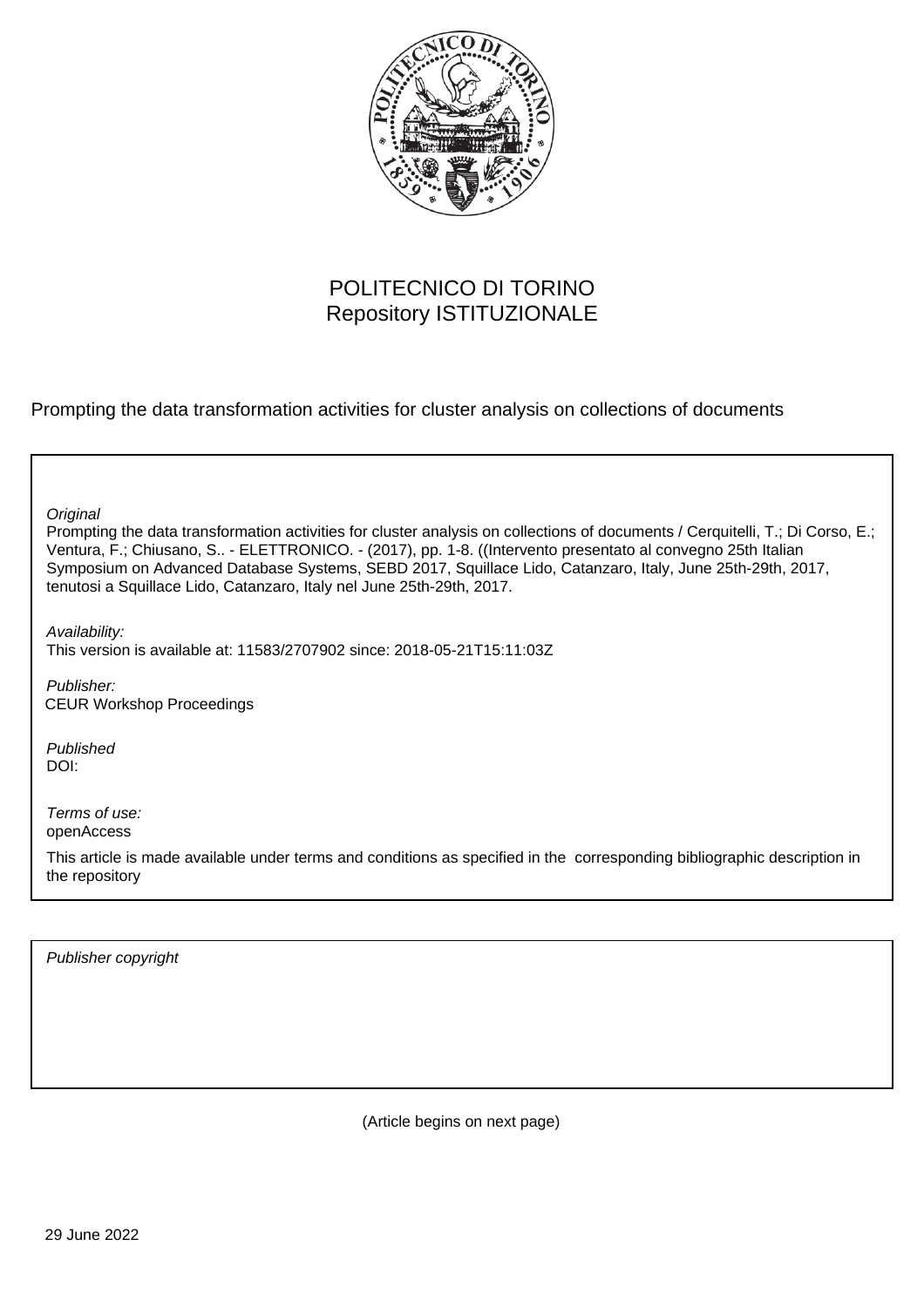POLITECNICO DI TORINO
Repository ISTITUZIONALE

Prompting the data transformation activities for cluster analysis on collections of documents

*Original*

Prompting the data transformation activities for cluster analysis on collections of documents / Cerquitelli, T.; Di Corso, E.; Ventura, F.; Chiusano, S.. - ELETTRONICO. - (2017), pp. 1-8. ((Intervento presentato al convegno 25th Italian Symposium on Advanced Database Systems, SEBD 2017, Squillace Lido, Catanzaro, Italy, June 25th-29th, 2017, tenutosi a Squillace Lido, Catanzaro, Italy nel June 25th-29th, 2017.

*Availability:*
This version is available at: 11583/2707902 since: 2018-05-21T15:11:03Z

*Publisher:*
CEUR Workshop Proceedings

*Published*
DOI:

*Terms of use:*
openAccess

This article is made available under terms and conditions as specified in the corresponding bibliographic description in the repository

*Publisher copyright*

(Article begins on next page)

29 June 2022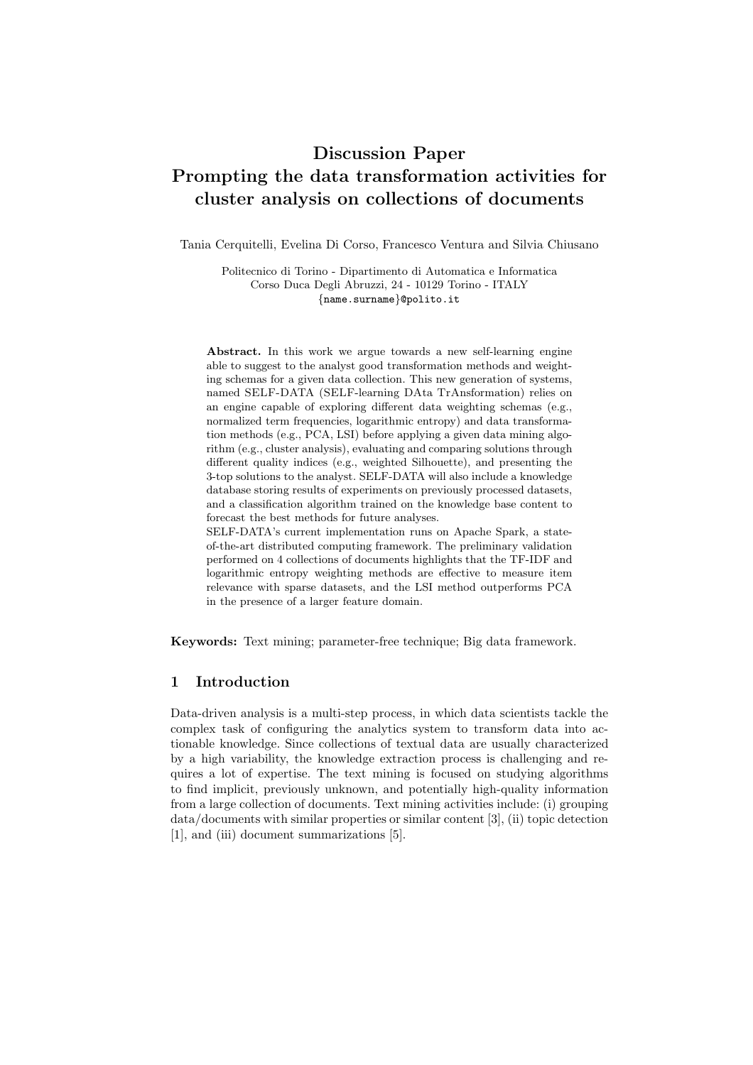# Discussion Paper
# Prompting the data transformation activities for cluster analysis on collections of documents

Tania Cerquitelli, Evelina Di Corso, Francesco Ventura and Silvia Chiusano

Politecnico di Torino - Dipartimento di Automatica e Informatica
Corso Duca Degli Abruzzi, 24 - 10129 Torino - ITALY
{name.surname}@polito.it

**Abstract.** In this work we argue towards a new self-learning engine able to suggest to the analyst good transformation methods and weighting schemas for a given data collection. This new generation of systems, named SELF-DATA (SELF-learning DAta TrAnsformation) relies on an engine capable of exploring different data weighting schemas (e.g., normalized term frequencies, logarithmic entropy) and data transformation methods (e.g., PCA, LSI) before applying a given data mining algorithm (e.g., cluster analysis), evaluating and comparing solutions through different quality indices (e.g., weighted Silhouette), and presenting the 3-top solutions to the analyst. SELF-DATA will also include a knowledge database storing results of experiments on previously processed datasets, and a classification algorithm trained on the knowledge base content to forecast the best methods for future analyses.
SELF-DATA's current implementation runs on Apache Spark, a state-of-the-art distributed computing framework. The preliminary validation performed on 4 collections of documents highlights that the TF-IDF and logarithmic entropy weighting methods are effective to measure item relevance with sparse datasets, and the LSI method outperforms PCA in the presence of a larger feature domain.

**Keywords:** Text mining; parameter-free technique; Big data framework.

## 1 Introduction

Data-driven analysis is a multi-step process, in which data scientists tackle the complex task of configuring the analytics system to transform data into actionable knowledge. Since collections of textual data are usually characterized by a high variability, the knowledge extraction process is challenging and requires a lot of expertise. The text mining is focused on studying algorithms to find implicit, previously unknown, and potentially high-quality information from a large collection of documents. Text mining activities include: (i) grouping data/documents with similar properties or similar content [3], (ii) topic detection [1], and (iii) document summarizations [5].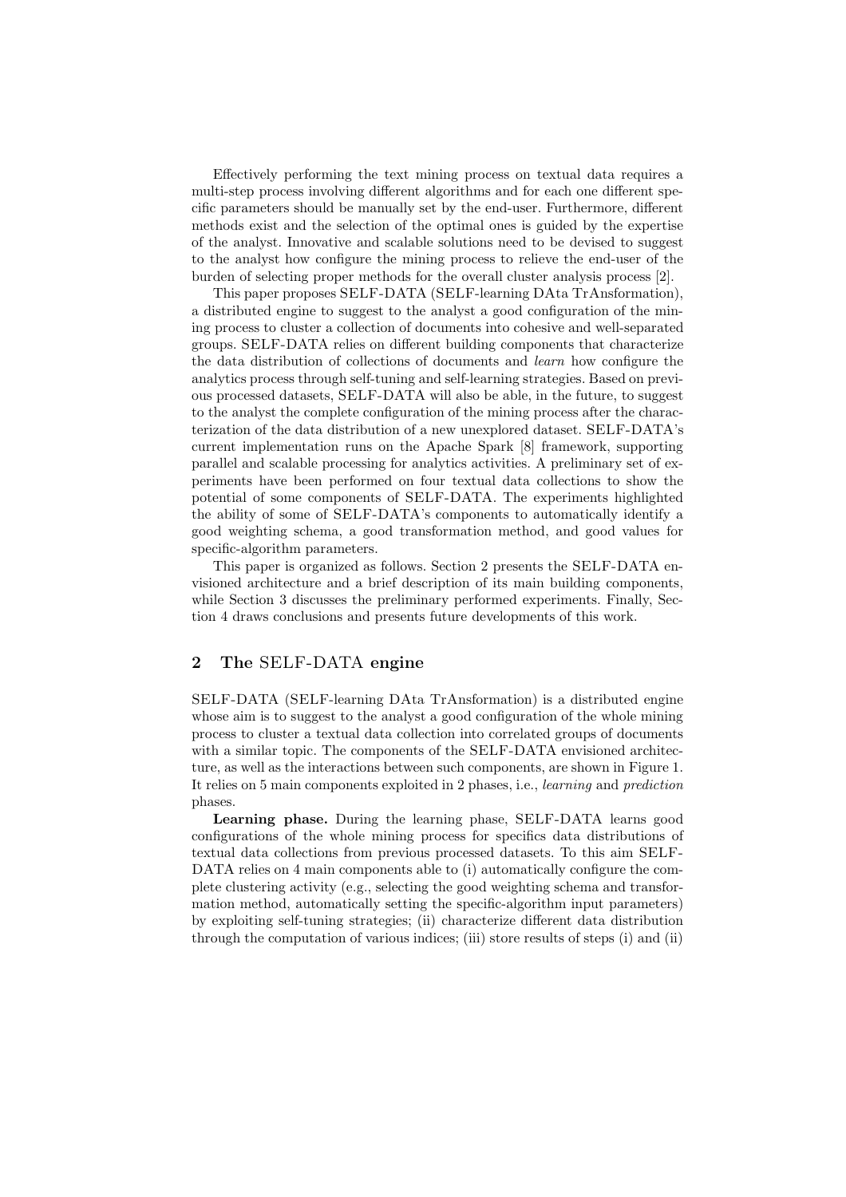Effectively performing the text mining process on textual data requires a multi-step process involving different algorithms and for each one different specific parameters should be manually set by the end-user. Furthermore, different methods exist and the selection of the optimal ones is guided by the expertise of the analyst. Innovative and scalable solutions need to be devised to suggest to the analyst how configure the mining process to relieve the end-user of the burden of selecting proper methods for the overall cluster analysis process [2].

This paper proposes SELF-DATA (SELF-learning DAta TrAnsformation), a distributed engine to suggest to the analyst a good configuration of the mining process to cluster a collection of documents into cohesive and well-separated groups. SELF-DATA relies on different building components that characterize the data distribution of collections of documents and *learn* how configure the analytics process through self-tuning and self-learning strategies. Based on previous processed datasets, SELF-DATA will also be able, in the future, to suggest to the analyst the complete configuration of the mining process after the characterization of the data distribution of a new unexplored dataset. SELF-DATA's current implementation runs on the Apache Spark [8] framework, supporting parallel and scalable processing for analytics activities. A preliminary set of experiments have been performed on four textual data collections to show the potential of some components of SELF-DATA. The experiments highlighted the ability of some of SELF-DATA's components to automatically identify a good weighting schema, a good transformation method, and good values for specific-algorithm parameters.

This paper is organized as follows. Section 2 presents the SELF-DATA envisioned architecture and a brief description of its main building components, while Section 3 discusses the preliminary performed experiments. Finally, Section 4 draws conclusions and presents future developments of this work.

## 2 The SELF-DATA engine

SELF-DATA (SELF-learning DAta TrAnsformation) is a distributed engine whose aim is to suggest to the analyst a good configuration of the whole mining process to cluster a textual data collection into correlated groups of documents with a similar topic. The components of the SELF-DATA envisioned architecture, as well as the interactions between such components, are shown in Figure 1. It relies on 5 main components exploited in 2 phases, i.e., *learning* and *prediction* phases.

**Learning phase.** During the learning phase, SELF-DATA learns good configurations of the whole mining process for specifics data distributions of textual data collections from previous processed datasets. To this aim SELF-DATA relies on 4 main components able to (i) automatically configure the complete clustering activity (e.g., selecting the good weighting schema and transformation method, automatically setting the specific-algorithm input parameters) by exploiting self-tuning strategies; (ii) characterize different data distribution through the computation of various indices; (iii) store results of steps (i) and (ii)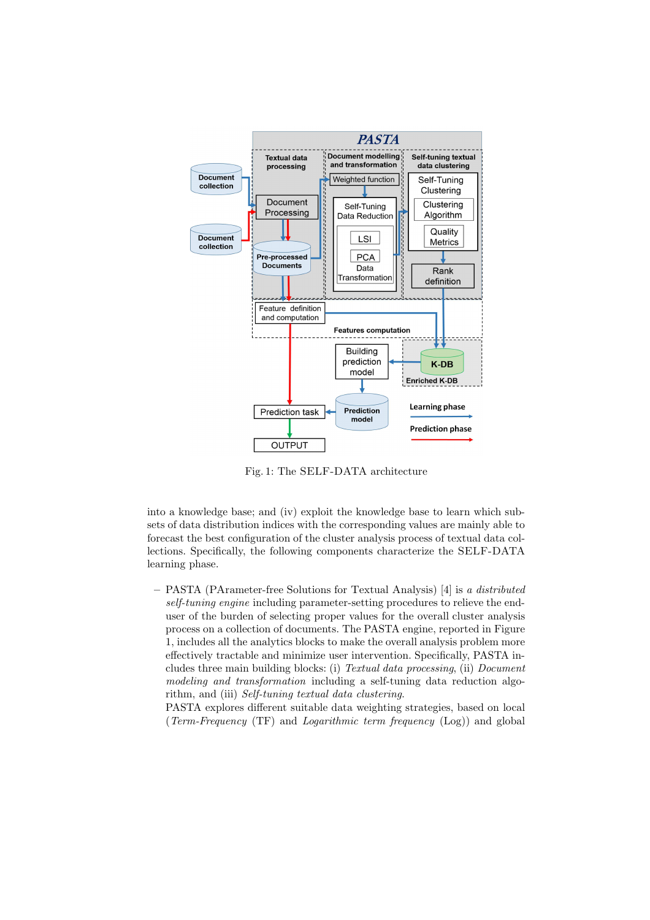Fig. 1: The SELF-DATA architecture

into a knowledge base; and (iv) exploit the knowledge base to learn which subsets of data distribution indices with the corresponding values are mainly able to forecast the best configuration of the cluster analysis process of textual data collections. Specifically, the following components characterize the SELF-DATA learning phase.

- PASTA (PArameter-free Solutions for Textual Analysis) [4] is *a distributed self-tuning engine* including parameter-setting procedures to relieve the end-user of the burden of selecting proper values for the overall cluster analysis process on a collection of documents. The PASTA engine, reported in Figure 1, includes all the analytics blocks to make the overall analysis problem more effectively tractable and minimize user intervention. Specifically, PASTA includes three main building blocks: (i) *Textual data processing*, (ii) *Document modeling and transformation* including a self-tuning data reduction algorithm, and (iii) *Self-tuning textual data clustering*.
  PASTA explores different suitable data weighting strategies, based on local (*Term-Frequency* (TF) and *Logarithmic term frequency* (Log)) and global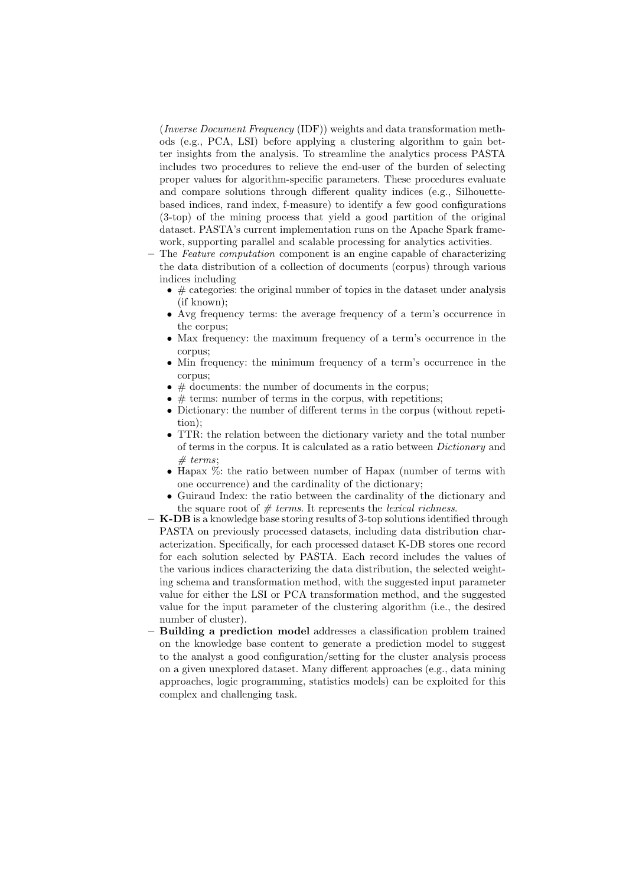(*Inverse Document Frequency* (IDF)) weights and data transformation methods (e.g., PCA, LSI) before applying a clustering algorithm to gain better insights from the analysis. To streamline the analytics process PASTA includes two procedures to relieve the end-user of the burden of selecting proper values for algorithm-specific parameters. These procedures evaluate and compare solutions through different quality indices (e.g., Silhouette-based indices, rand index, f-measure) to identify a few good configurations (3-top) of the mining process that yield a good partition of the original dataset. PASTA's current implementation runs on the Apache Spark framework, supporting parallel and scalable processing for analytics activities.

- The *Feature computation* component is an engine capable of characterizing the data distribution of a collection of documents (corpus) through various indices including
  - # categories: the original number of topics in the dataset under analysis (if known);
  - Avg frequency terms: the average frequency of a term's occurrence in the corpus;
  - Max frequency: the maximum frequency of a term's occurrence in the corpus;
  - Min frequency: the minimum frequency of a term's occurrence in the corpus;
  - # documents: the number of documents in the corpus;
  - # terms: number of terms in the corpus, with repetitions;
  - Dictionary: the number of different terms in the corpus (without repetition);
  - TTR: the relation between the dictionary variety and the total number of terms in the corpus. It is calculated as a ratio between *Dictionary* and *# terms*;
  - Hapax %: the ratio between number of Hapax (number of terms with one occurrence) and the cardinality of the dictionary;
  - Guiraud Index: the ratio between the cardinality of the dictionary and the square root of *# terms*. It represents the *lexical richness*.
- **K-DB** is a knowledge base storing results of 3-top solutions identified through PASTA on previously processed datasets, including data distribution characterization. Specifically, for each processed dataset K-DB stores one record for each solution selected by PASTA. Each record includes the values of the various indices characterizing the data distribution, the selected weighting schema and transformation method, with the suggested input parameter value for either the LSI or PCA transformation method, and the suggested value for the input parameter of the clustering algorithm (i.e., the desired number of cluster).
- **Building a prediction model** addresses a classification problem trained on the knowledge base content to generate a prediction model to suggest to the analyst a good configuration/setting for the cluster analysis process on a given unexplored dataset. Many different approaches (e.g., data mining approaches, logic programming, statistics models) can be exploited for this complex and challenging task.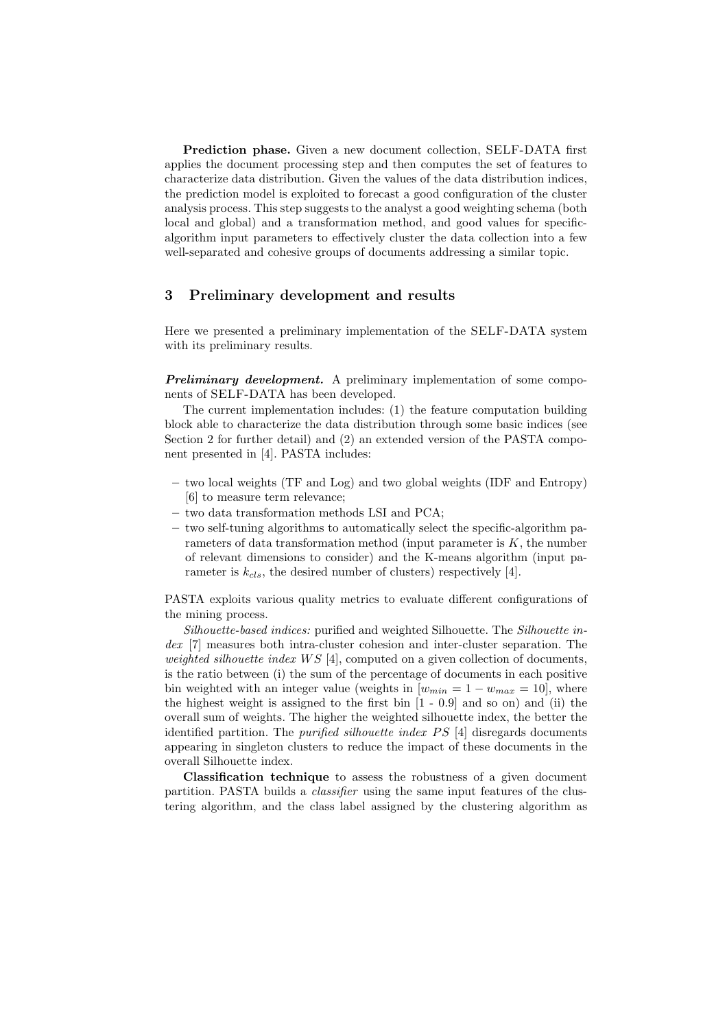**Prediction phase.** Given a new document collection, SELF-DATA first applies the document processing step and then computes the set of features to characterize data distribution. Given the values of the data distribution indices, the prediction model is exploited to forecast a good configuration of the cluster analysis process. This step suggests to the analyst a good weighting schema (both local and global) and a transformation method, and good values for specific-algorithm input parameters to effectively cluster the data collection into a few well-separated and cohesive groups of documents addressing a similar topic.

## 3 Preliminary development and results

Here we presented a preliminary implementation of the SELF-DATA system with its preliminary results.

***Preliminary development.*** A preliminary implementation of some components of SELF-DATA has been developed.

The current implementation includes: (1) the feature computation building block able to characterize the data distribution through some basic indices (see Section 2 for further detail) and (2) an extended version of the PASTA component presented in [4]. PASTA includes:

- two local weights (TF and Log) and two global weights (IDF and Entropy) [6] to measure term relevance;
- two data transformation methods LSI and PCA;
- two self-tuning algorithms to automatically select the specific-algorithm parameters of data transformation method (input parameter is $K$, the number of relevant dimensions to consider) and the K-means algorithm (input parameter is $k_{cls}$, the desired number of clusters) respectively [4].

PASTA exploits various quality metrics to evaluate different configurations of the mining process.

*Silhouette-based indices:* purified and weighted Silhouette. The *Silhouette index* [7] measures both intra-cluster cohesion and inter-cluster separation. The *weighted silhouette index* $WS$ [4], computed on a given collection of documents, is the ratio between (i) the sum of the percentage of documents in each positive bin weighted with an integer value (weights in $[w_{min} = 1 - w_{max} = 10]$, where the highest weight is assigned to the first bin [1 - 0.9] and so on) and (ii) the overall sum of weights. The higher the weighted silhouette index, the better the identified partition. The *purified silhouette index* $PS$ [4] disregards documents appearing in singleton clusters to reduce the impact of these documents in the overall Silhouette index.

**Classification technique** to assess the robustness of a given document partition. PASTA builds a *classifier* using the same input features of the clustering algorithm, and the class label assigned by the clustering algorithm as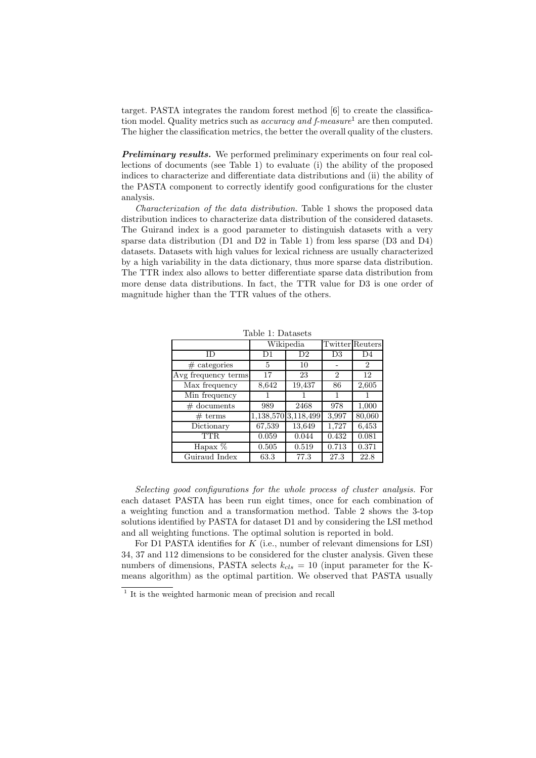target. PASTA integrates the random forest method [6] to create the classification model. Quality metrics such as *accuracy and f-measure*[1] are then computed. The higher the classification metrics, the better the overall quality of the clusters.

***Preliminary results.*** We performed preliminary experiments on four real collections of documents (see Table 1) to evaluate (i) the ability of the proposed indices to characterize and differentiate data distributions and (ii) the ability of the PASTA component to correctly identify good configurations for the cluster analysis.

*Characterization of the data distribution.* Table 1 shows the proposed data distribution indices to characterize data distribution of the considered datasets. The Guirand index is a good parameter to distinguish datasets with a very sparse data distribution (D1 and D2 in Table 1) from less sparse (D3 and D4) datasets. Datasets with high values for lexical richness are usually characterized by a high variability in the data dictionary, thus more sparse data distribution. The TTR index also allows to better differentiate sparse data distribution from more dense data distributions. In fact, the TTR value for D3 is one order of magnitude higher than the TTR values of the others.

Table 1: Datasets

| | Wikipedia | | Twitter | Reuters |
|---|---|---|---|---|
| ID | D1 | D2 | D3 | D4 |
| # categories | 5 | 10 | - | 2 |
| Avg frequency terms | 17 | 23 | 2 | 12 |
| Max frequency | 8,642 | 19,437 | 86 | 2,605 |
| Min frequency | 1 | 1 | 1 | 1 |
| # documents | 989 | 2468 | 978 | 1,000 |
| # terms | 1,138,570 | 3,118,499 | 3,997 | 80,060 |
| Dictionary | 67,539 | 13,649 | 1,727 | 6,453 |
| TTR | 0.059 | 0.044 | 0.432 | 0.081 |
| Hapax % | 0.505 | 0.519 | 0.713 | 0.371 |
| Guiraud Index | 63.3 | 77.3 | 27.3 | 22.8 |

*Selecting good configurations for the whole process of cluster analysis.* For each dataset PASTA has been run eight times, once for each combination of a weighting function and a transformation method. Table 2 shows the 3-top solutions identified by PASTA for dataset D1 and by considering the LSI method and all weighting functions. The optimal solution is reported in bold.

For D1 PASTA identifies for $K$ (i.e., number of relevant dimensions for LSI) 34, 37 and 112 dimensions to be considered for the cluster analysis. Given these numbers of dimensions, PASTA selects $k_{cls} = 10$ (input parameter for the K-means algorithm) as the optimal partition. We observed that PASTA usually

[1] It is the weighted harmonic mean of precision and recall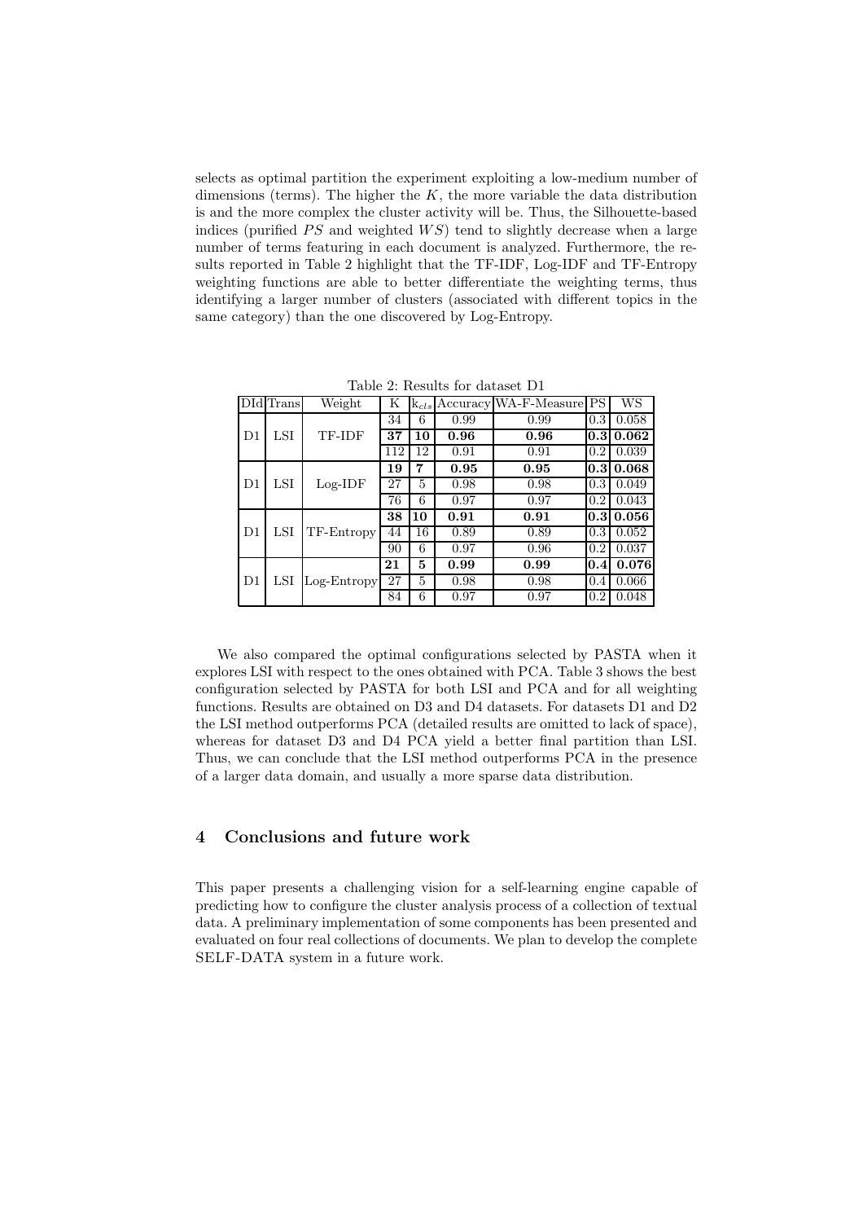selects as optimal partition the experiment exploiting a low-medium number of dimensions (terms). The higher the $K$, the more variable the data distribution is and the more complex the cluster activity will be. Thus, the Silhouette-based indices (purified $PS$ and weighted $WS$) tend to slightly decrease when a large number of terms featuring in each document is analyzed. Furthermore, the results reported in Table 2 highlight that the TF-IDF, Log-IDF and TF-Entropy weighting functions are able to better differentiate the weighting terms, thus identifying a larger number of clusters (associated with different topics in the same category) than the one discovered by Log-Entropy.

Table 2: Results for dataset D1

| DId | Trans | Weight | K | $k_{cls}$ | Accuracy | WA-F-Measure | PS | WS |
|---|---|---|---|---|---|---|---|---|
| D1 | LSI | TF-IDF | 34 | 6 | 0.99 | 0.99 | 0.3 | 0.058 |
| | | | **37** | **10** | **0.96** | **0.96** | **0.3** | **0.062** |
| | | | 112 | 12 | 0.91 | 0.91 | 0.2 | 0.039 |
| D1 | LSI | Log-IDF | **19** | **7** | **0.95** | **0.95** | **0.3** | **0.068** |
| | | | 27 | 5 | 0.98 | 0.98 | 0.3 | 0.049 |
| | | | 76 | 6 | 0.97 | 0.97 | 0.2 | 0.043 |
| D1 | LSI | TF-Entropy | **38** | **10** | **0.91** | **0.91** | **0.3** | **0.056** |
| | | | 44 | 16 | 0.89 | 0.89 | 0.3 | 0.052 |
| | | | 90 | 6 | 0.97 | 0.96 | 0.2 | 0.037 |
| D1 | LSI | Log-Entropy | **21** | **5** | **0.99** | **0.99** | **0.4** | **0.076** |
| | | | 27 | 5 | 0.98 | 0.98 | 0.4 | 0.066 |
| | | | 84 | 6 | 0.97 | 0.97 | 0.2 | 0.048 |

We also compared the optimal configurations selected by PASTA when it explores LSI with respect to the ones obtained with PCA. Table 3 shows the best configuration selected by PASTA for both LSI and PCA and for all weighting functions. Results are obtained on D3 and D4 datasets. For datasets D1 and D2 the LSI method outperforms PCA (detailed results are omitted to lack of space), whereas for dataset D3 and D4 PCA yield a better final partition than LSI. Thus, we can conclude that the LSI method outperforms PCA in the presence of a larger data domain, and usually a more sparse data distribution.

## 4 Conclusions and future work

This paper presents a challenging vision for a self-learning engine capable of predicting how to configure the cluster analysis process of a collection of textual data. A preliminary implementation of some components has been presented and evaluated on four real collections of documents. We plan to develop the complete SELF-DATA system in a future work.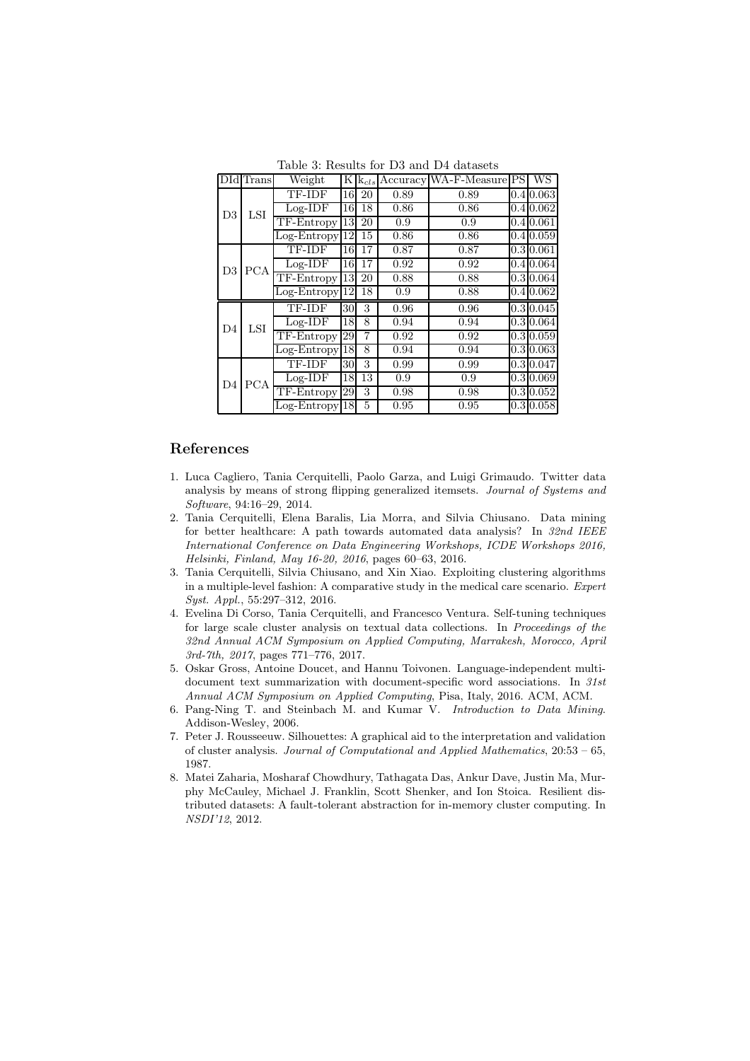Table 3: Results for D3 and D4 datasets

| DId | Trans | Weight | K | $k_{cls}$ | Accuracy | WA-F-Measure | PS | WS |
|---|---|---|---|---|---|---|---|---|
| D3 | LSI | TF-IDF | 16 | 20 | 0.89 | 0.89 | 0.4 | 0.063 |
| | | Log-IDF | 16 | 18 | 0.86 | 0.86 | 0.4 | 0.062 |
| | | TF-Entropy | 13 | 20 | 0.9 | 0.9 | 0.4 | 0.061 |
| | | Log-Entropy | 12 | 15 | 0.86 | 0.86 | 0.4 | 0.059 |
| D3 | PCA | TF-IDF | 16 | 17 | 0.87 | 0.87 | 0.3 | 0.061 |
| | | Log-IDF | 16 | 17 | 0.92 | 0.92 | 0.4 | 0.064 |
| | | TF-Entropy | 13 | 20 | 0.88 | 0.88 | 0.3 | 0.064 |
| | | Log-Entropy | 12 | 18 | 0.9 | 0.88 | 0.4 | 0.062 |
| D4 | LSI | TF-IDF | 30 | 3 | 0.96 | 0.96 | 0.3 | 0.045 |
| | | Log-IDF | 18 | 8 | 0.94 | 0.94 | 0.3 | 0.064 |
| | | TF-Entropy | 29 | 7 | 0.92 | 0.92 | 0.3 | 0.059 |
| | | Log-Entropy | 18 | 8 | 0.94 | 0.94 | 0.3 | 0.063 |
| D4 | PCA | TF-IDF | 30 | 3 | 0.99 | 0.99 | 0.3 | 0.047 |
| | | Log-IDF | 18 | 13 | 0.9 | 0.9 | 0.3 | 0.069 |
| | | TF-Entropy | 29 | 3 | 0.98 | 0.98 | 0.3 | 0.052 |
| | | Log-Entropy | 18 | 5 | 0.95 | 0.95 | 0.3 | 0.058 |

## References

1. Luca Cagliero, Tania Cerquitelli, Paolo Garza, and Luigi Grimaudo. Twitter data analysis by means of strong flipping generalized itemsets. *Journal of Systems and Software*, 94:16–29, 2014.
2. Tania Cerquitelli, Elena Baralis, Lia Morra, and Silvia Chiusano. Data mining for better healthcare: A path towards automated data analysis? In *32nd IEEE International Conference on Data Engineering Workshops, ICDE Workshops 2016, Helsinki, Finland, May 16-20, 2016*, pages 60–63, 2016.
3. Tania Cerquitelli, Silvia Chiusano, and Xin Xiao. Exploiting clustering algorithms in a multiple-level fashion: A comparative study in the medical care scenario. *Expert Syst. Appl.*, 55:297–312, 2016.
4. Evelina Di Corso, Tania Cerquitelli, and Francesco Ventura. Self-tuning techniques for large scale cluster analysis on textual data collections. In *Proceedings of the 32nd Annual ACM Symposium on Applied Computing, Marrakesh, Morocco, April 3rd-7th, 2017*, pages 771–776, 2017.
5. Oskar Gross, Antoine Doucet, and Hannu Toivonen. Language-independent multi-document text summarization with document-specific word associations. In *31st Annual ACM Symposium on Applied Computing*, Pisa, Italy, 2016. ACM, ACM.
6. Pang-Ning T. and Steinbach M. and Kumar V. *Introduction to Data Mining*. Addison-Wesley, 2006.
7. Peter J. Rousseeuw. Silhouettes: A graphical aid to the interpretation and validation of cluster analysis. *Journal of Computational and Applied Mathematics*, 20:53 – 65, 1987.
8. Matei Zaharia, Mosharaf Chowdhury, Tathagata Das, Ankur Dave, Justin Ma, Murphy McCauley, Michael J. Franklin, Scott Shenker, and Ion Stoica. Resilient distributed datasets: A fault-tolerant abstraction for in-memory cluster computing. In *NSDI'12*, 2012.